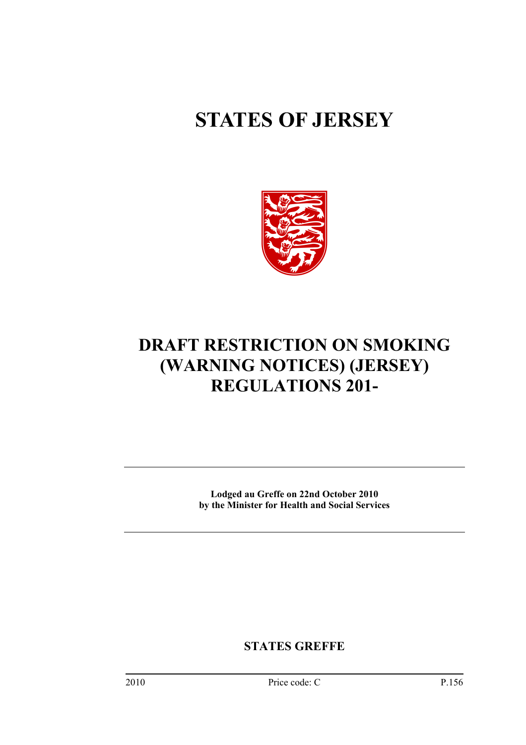# STATES OF JERSEY

# DRAFT RESTRICTION ON SMOKING (WARNING NOTICES) (JERSEY) REGULATIONS 201-

---

**Lodged au Greffe on 22nd October 2010**
**by the Minister for Health and Social Services**

---

**STATES GREFFE**

2010 Price code: C P.156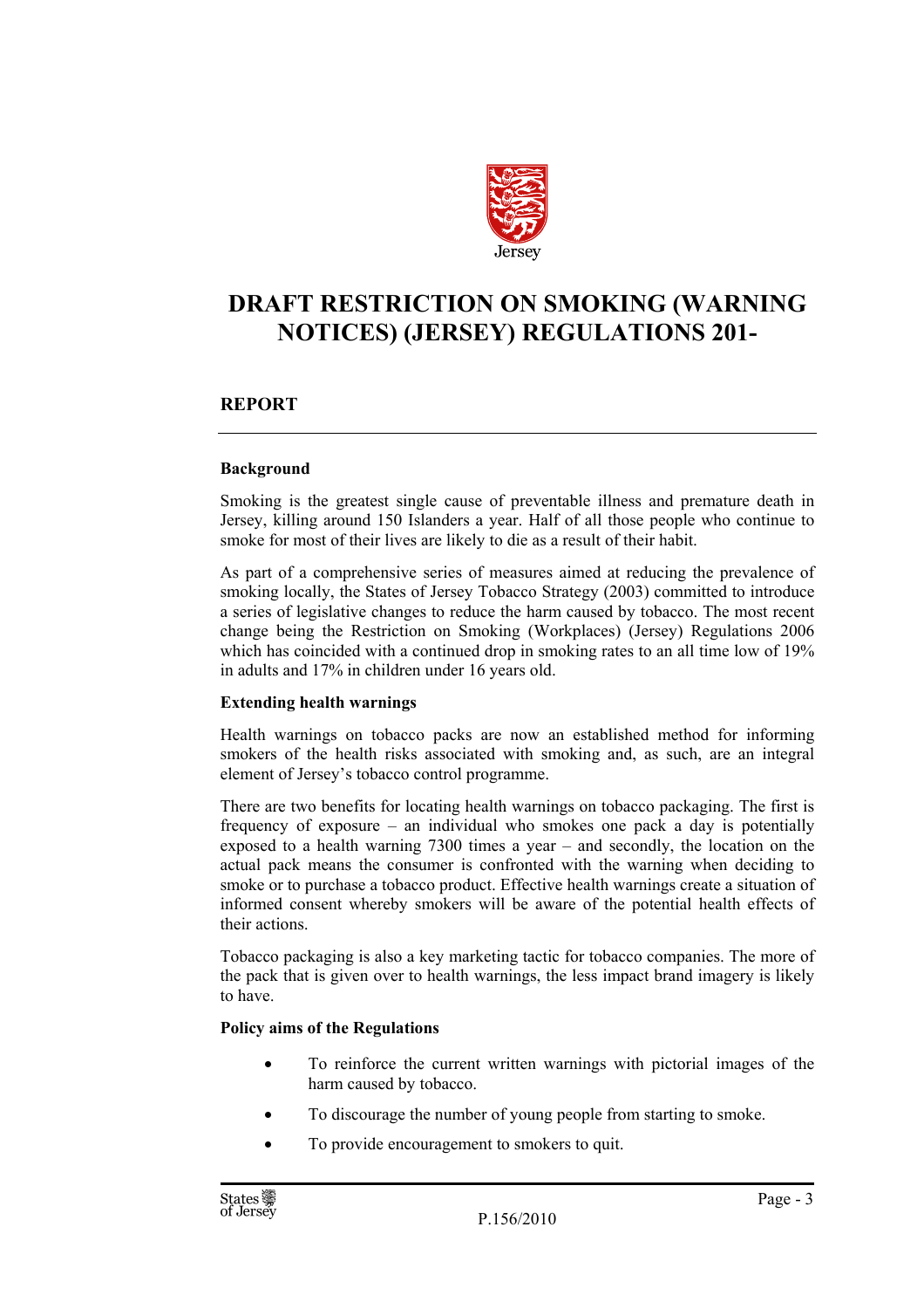# DRAFT RESTRICTION ON SMOKING (WARNING NOTICES) (JERSEY) REGULATIONS 201-

## REPORT

### Background

Smoking is the greatest single cause of preventable illness and premature death in Jersey, killing around 150 Islanders a year. Half of all those people who continue to smoke for most of their lives are likely to die as a result of their habit.

As part of a comprehensive series of measures aimed at reducing the prevalence of smoking locally, the States of Jersey Tobacco Strategy (2003) committed to introduce a series of legislative changes to reduce the harm caused by tobacco. The most recent change being the Restriction on Smoking (Workplaces) (Jersey) Regulations 2006 which has coincided with a continued drop in smoking rates to an all time low of 19% in adults and 17% in children under 16 years old.

### Extending health warnings

Health warnings on tobacco packs are now an established method for informing smokers of the health risks associated with smoking and, as such, are an integral element of Jersey's tobacco control programme.

There are two benefits for locating health warnings on tobacco packaging. The first is frequency of exposure – an individual who smokes one pack a day is potentially exposed to a health warning 7300 times a year – and secondly, the location on the actual pack means the consumer is confronted with the warning when deciding to smoke or to purchase a tobacco product. Effective health warnings create a situation of informed consent whereby smokers will be aware of the potential health effects of their actions.

Tobacco packaging is also a key marketing tactic for tobacco companies. The more of the pack that is given over to health warnings, the less impact brand imagery is likely to have.

### Policy aims of the Regulations

- To reinforce the current written warnings with pictorial images of the harm caused by tobacco.
- To discourage the number of young people from starting to smoke.
- To provide encouragement to smokers to quit.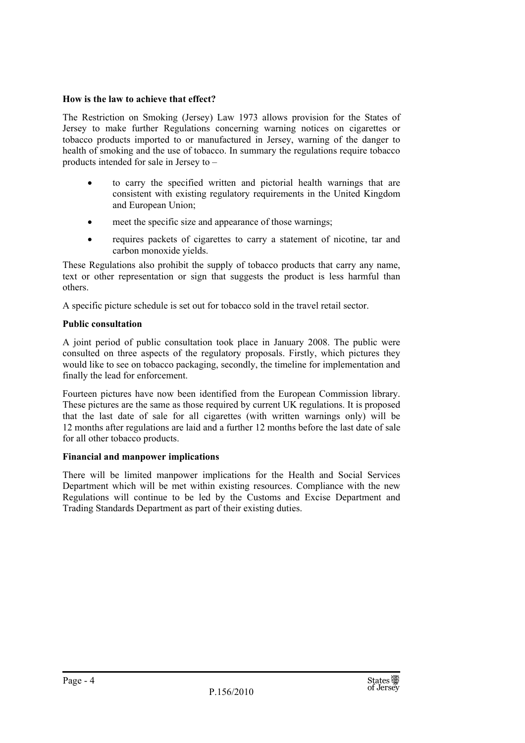**How is the law to achieve that effect?**

The Restriction on Smoking (Jersey) Law 1973 allows provision for the States of Jersey to make further Regulations concerning warning notices on cigarettes or tobacco products imported to or manufactured in Jersey, warning of the danger to health of smoking and the use of tobacco. In summary the regulations require tobacco products intended for sale in Jersey to –

- to carry the specified written and pictorial health warnings that are consistent with existing regulatory requirements in the United Kingdom and European Union;
- meet the specific size and appearance of those warnings;
- requires packets of cigarettes to carry a statement of nicotine, tar and carbon monoxide yields.

These Regulations also prohibit the supply of tobacco products that carry any name, text or other representation or sign that suggests the product is less harmful than others.

A specific picture schedule is set out for tobacco sold in the travel retail sector.

**Public consultation**

A joint period of public consultation took place in January 2008. The public were consulted on three aspects of the regulatory proposals. Firstly, which pictures they would like to see on tobacco packaging, secondly, the timeline for implementation and finally the lead for enforcement.

Fourteen pictures have now been identified from the European Commission library. These pictures are the same as those required by current UK regulations. It is proposed that the last date of sale for all cigarettes (with written warnings only) will be 12 months after regulations are laid and a further 12 months before the last date of sale for all other tobacco products.

**Financial and manpower implications**

There will be limited manpower implications for the Health and Social Services Department which will be met within existing resources. Compliance with the new Regulations will continue to be led by the Customs and Excise Department and Trading Standards Department as part of their existing duties.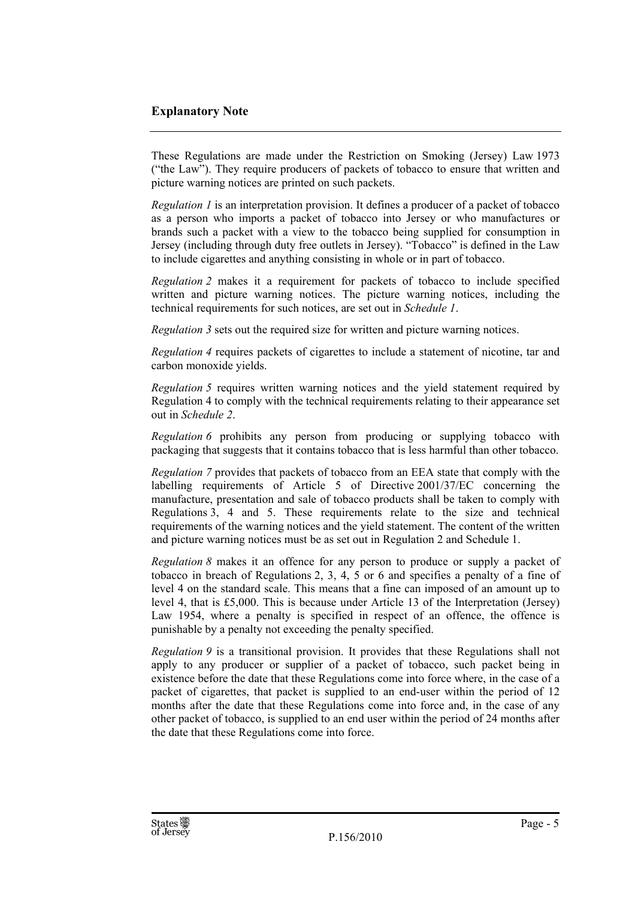## Explanatory Note

These Regulations are made under the Restriction on Smoking (Jersey) Law 1973 ("the Law"). They require producers of packets of tobacco to ensure that written and picture warning notices are printed on such packets.

*Regulation 1* is an interpretation provision. It defines a producer of a packet of tobacco as a person who imports a packet of tobacco into Jersey or who manufactures or brands such a packet with a view to the tobacco being supplied for consumption in Jersey (including through duty free outlets in Jersey). "Tobacco" is defined in the Law to include cigarettes and anything consisting in whole or in part of tobacco.

*Regulation 2* makes it a requirement for packets of tobacco to include specified written and picture warning notices. The picture warning notices, including the technical requirements for such notices, are set out in *Schedule 1*.

*Regulation 3* sets out the required size for written and picture warning notices.

*Regulation 4* requires packets of cigarettes to include a statement of nicotine, tar and carbon monoxide yields.

*Regulation 5* requires written warning notices and the yield statement required by Regulation 4 to comply with the technical requirements relating to their appearance set out in *Schedule 2*.

*Regulation 6* prohibits any person from producing or supplying tobacco with packaging that suggests that it contains tobacco that is less harmful than other tobacco.

*Regulation 7* provides that packets of tobacco from an EEA state that comply with the labelling requirements of Article 5 of Directive 2001/37/EC concerning the manufacture, presentation and sale of tobacco products shall be taken to comply with Regulations 3, 4 and 5. These requirements relate to the size and technical requirements of the warning notices and the yield statement. The content of the written and picture warning notices must be as set out in Regulation 2 and Schedule 1.

*Regulation 8* makes it an offence for any person to produce or supply a packet of tobacco in breach of Regulations 2, 3, 4, 5 or 6 and specifies a penalty of a fine of level 4 on the standard scale. This means that a fine can imposed of an amount up to level 4, that is £5,000. This is because under Article 13 of the Interpretation (Jersey) Law 1954, where a penalty is specified in respect of an offence, the offence is punishable by a penalty not exceeding the penalty specified.

*Regulation 9* is a transitional provision. It provides that these Regulations shall not apply to any producer or supplier of a packet of tobacco, such packet being in existence before the date that these Regulations come into force where, in the case of a packet of cigarettes, that packet is supplied to an end-user within the period of 12 months after the date that these Regulations come into force and, in the case of any other packet of tobacco, is supplied to an end user within the period of 24 months after the date that these Regulations come into force.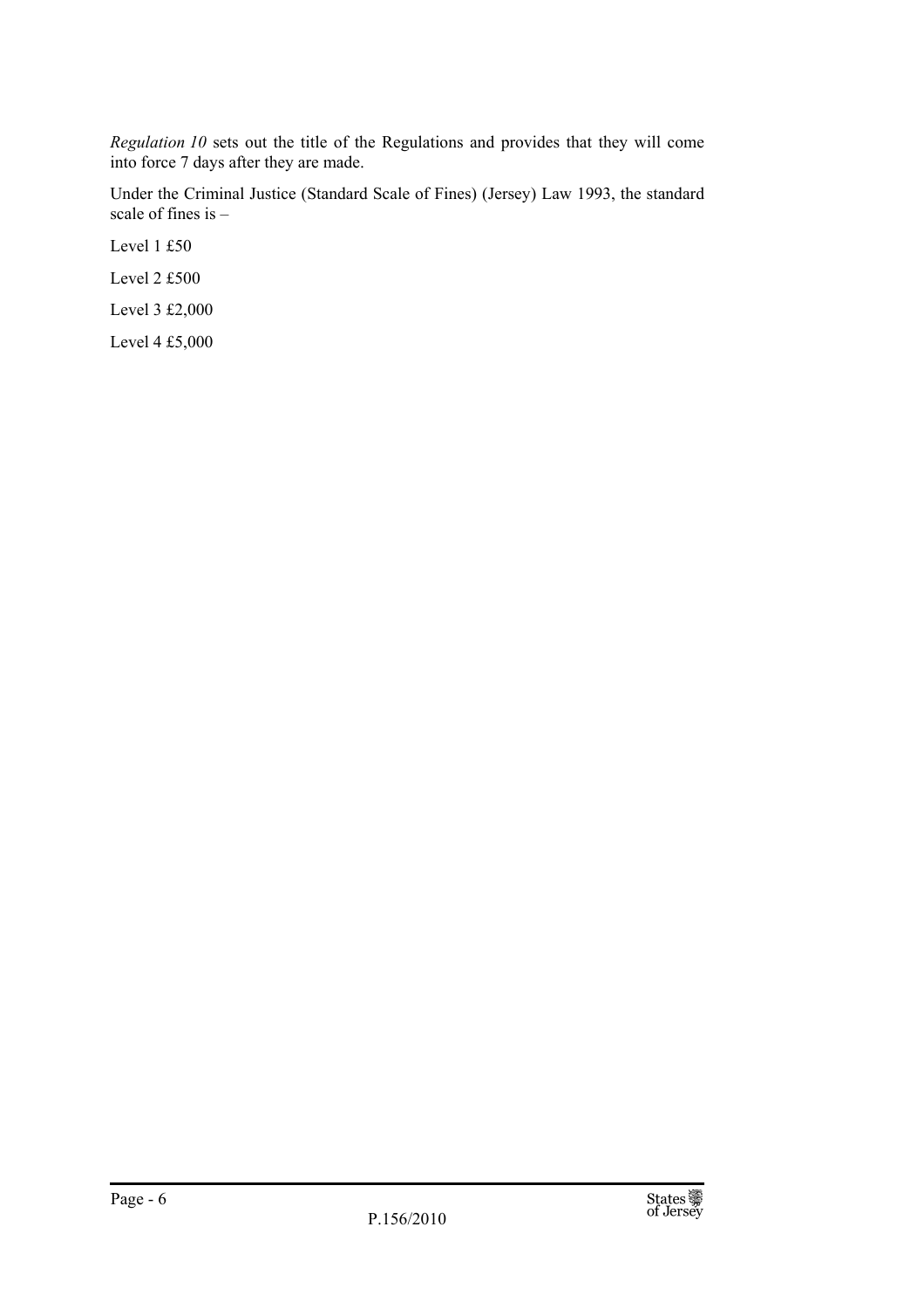*Regulation 10* sets out the title of the Regulations and provides that they will come into force 7 days after they are made.

Under the Criminal Justice (Standard Scale of Fines) (Jersey) Law 1993, the standard scale of fines is –

Level 1 £50

Level 2 £500

Level 3 £2,000

Level 4 £5,000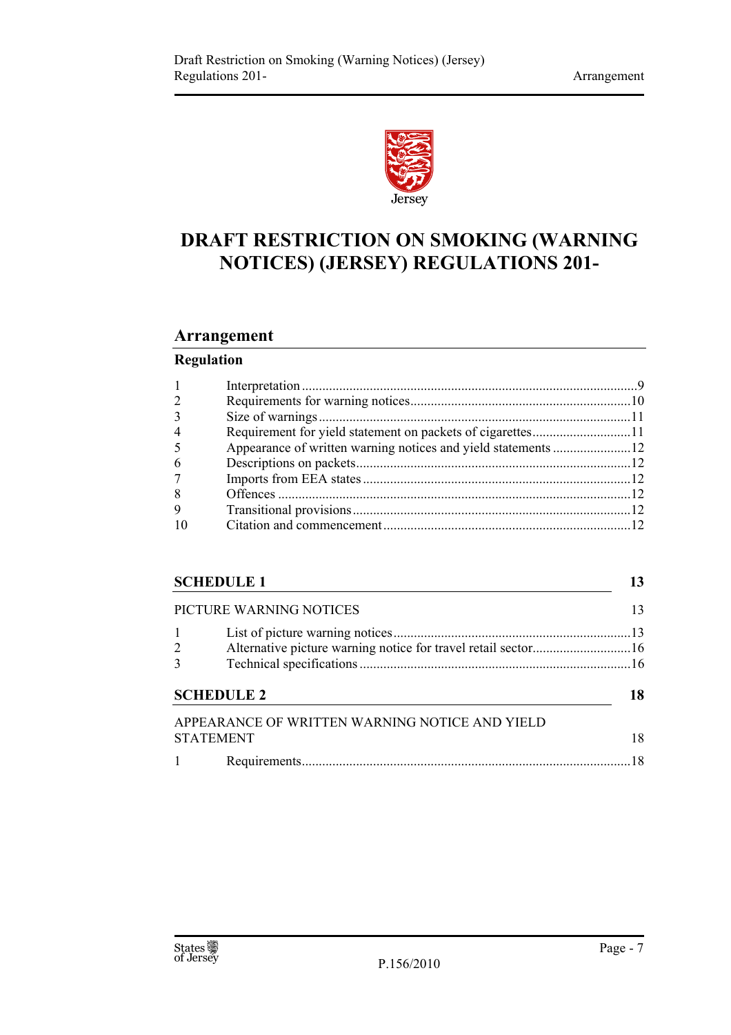Jersey

# DRAFT RESTRICTION ON SMOKING (WARNING NOTICES) (JERSEY) REGULATIONS 201-

## Arrangement

**Regulation**

| | | |
|---|---|---|
| 1 | Interpretation | 9 |
| 2 | Requirements for warning notices | 10 |
| 3 | Size of warnings | 11 |
| 4 | Requirement for yield statement on packets of cigarettes | 11 |
| 5 | Appearance of written warning notices and yield statements | 12 |
| 6 | Descriptions on packets | 12 |
| 7 | Imports from EEA states | 12 |
| 8 | Offences | 12 |
| 9 | Transitional provisions | 12 |
| 10 | Citation and commencement | 12 |

**SCHEDULE 1** **13**

PICTURE WARNING NOTICES 13

| | | |
|---|---|---|
| 1 | List of picture warning notices | 13 |
| 2 | Alternative picture warning notice for travel retail sector | 16 |
| 3 | Technical specifications | 16 |

**SCHEDULE 2** **18**

APPEARANCE OF WRITTEN WARNING NOTICE AND YIELD STATEMENT 18

| | | |
|---|---|---|
| 1 | Requirements | 18 |

P.156/2010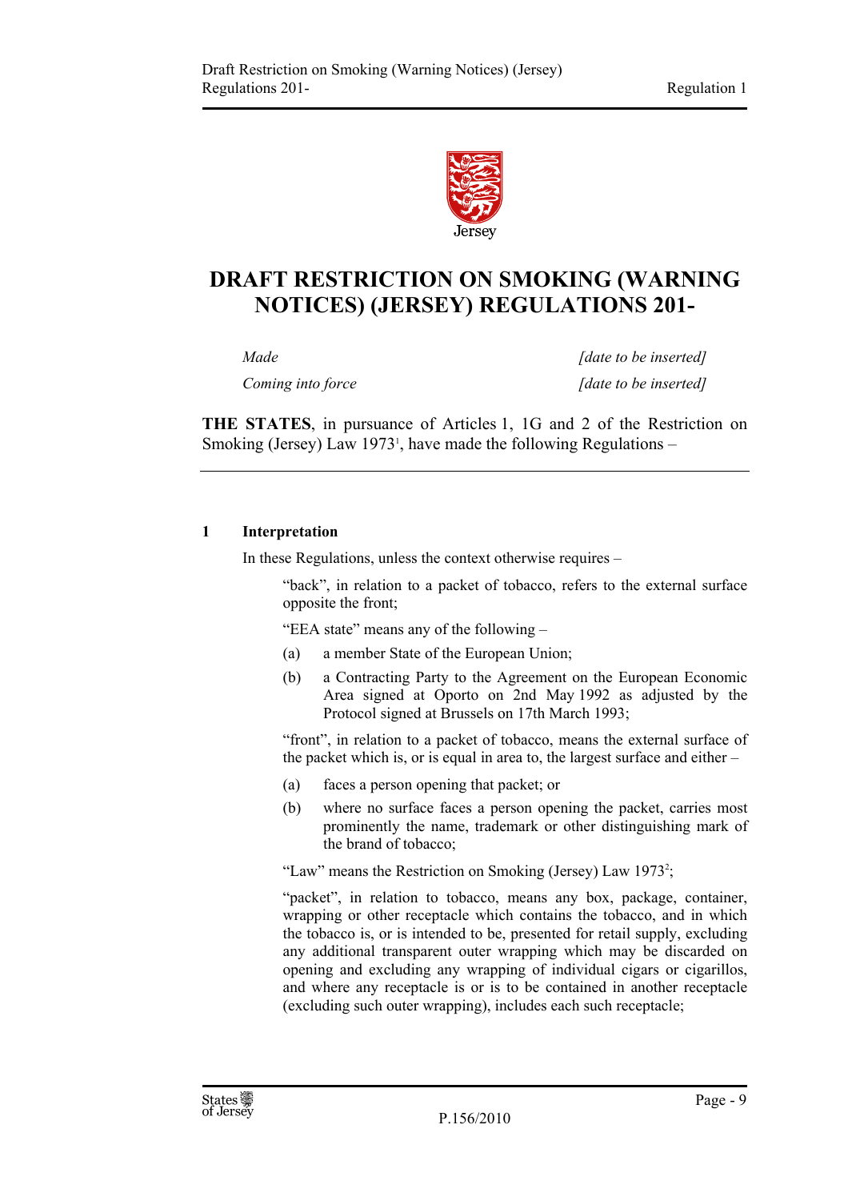# DRAFT RESTRICTION ON SMOKING (WARNING NOTICES) (JERSEY) REGULATIONS 201-

| | |
|---|---|
| *Made* | *[date to be inserted]* |
| *Coming into force* | *[date to be inserted]* |

**THE STATES**, in pursuance of Articles 1, 1G and 2 of the Restriction on Smoking (Jersey) Law 1973[1], have made the following Regulations –

---

**1 Interpretation**

In these Regulations, unless the context otherwise requires –

"back", in relation to a packet of tobacco, refers to the external surface opposite the front;

"EEA state" means any of the following –

(a) a member State of the European Union;

(b) a Contracting Party to the Agreement on the European Economic Area signed at Oporto on 2nd May 1992 as adjusted by the Protocol signed at Brussels on 17th March 1993;

"front", in relation to a packet of tobacco, means the external surface of the packet which is, or is equal in area to, the largest surface and either –

(a) faces a person opening that packet; or

(b) where no surface faces a person opening the packet, carries most prominently the name, trademark or other distinguishing mark of the brand of tobacco;

"Law" means the Restriction on Smoking (Jersey) Law 1973[2];

"packet", in relation to tobacco, means any box, package, container, wrapping or other receptacle which contains the tobacco, and in which the tobacco is, or is intended to be, presented for retail supply, excluding any additional transparent outer wrapping which may be discarded on opening and excluding any wrapping of individual cigars or cigarillos, and where any receptacle is or is to be contained in another receptacle (excluding such outer wrapping), includes each such receptacle;

P.156/2010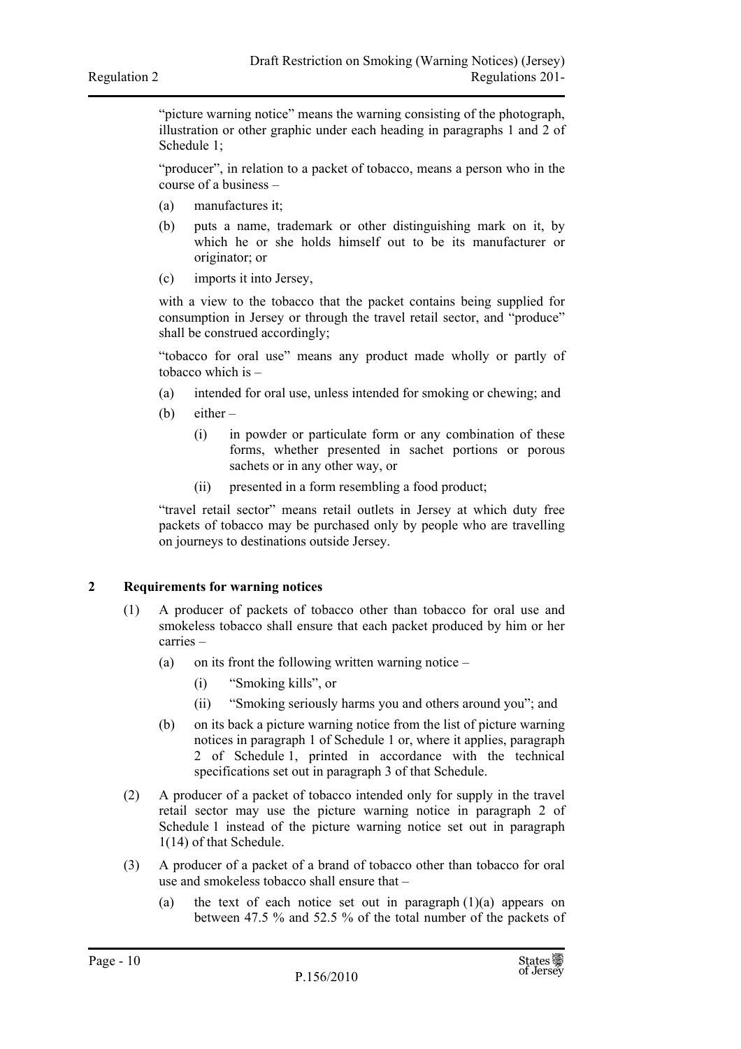"picture warning notice" means the warning consisting of the photograph, illustration or other graphic under each heading in paragraphs 1 and 2 of Schedule 1;

"producer", in relation to a packet of tobacco, means a person who in the course of a business –

(a) manufactures it;

(b) puts a name, trademark or other distinguishing mark on it, by which he or she holds himself out to be its manufacturer or originator; or

(c) imports it into Jersey,

with a view to the tobacco that the packet contains being supplied for consumption in Jersey or through the travel retail sector, and "produce" shall be construed accordingly;

"tobacco for oral use" means any product made wholly or partly of tobacco which is –

(a) intended for oral use, unless intended for smoking or chewing; and

(b) either –

(i) in powder or particulate form or any combination of these forms, whether presented in sachet portions or porous sachets or in any other way, or

(ii) presented in a form resembling a food product;

"travel retail sector" means retail outlets in Jersey at which duty free packets of tobacco may be purchased only by people who are travelling on journeys to destinations outside Jersey.

## 2 Requirements for warning notices

(1) A producer of packets of tobacco other than tobacco for oral use and smokeless tobacco shall ensure that each packet produced by him or her carries –

(a) on its front the following written warning notice –

(i) "Smoking kills", or

(ii) "Smoking seriously harms you and others around you"; and

(b) on its back a picture warning notice from the list of picture warning notices in paragraph 1 of Schedule 1 or, where it applies, paragraph 2 of Schedule 1, printed in accordance with the technical specifications set out in paragraph 3 of that Schedule.

(2) A producer of a packet of tobacco intended only for supply in the travel retail sector may use the picture warning notice in paragraph 2 of Schedule 1 instead of the picture warning notice set out in paragraph 1(14) of that Schedule.

(3) A producer of a packet of a brand of tobacco other than tobacco for oral use and smokeless tobacco shall ensure that –

(a) the text of each notice set out in paragraph (1)(a) appears on between 47.5 % and 52.5 % of the total number of the packets of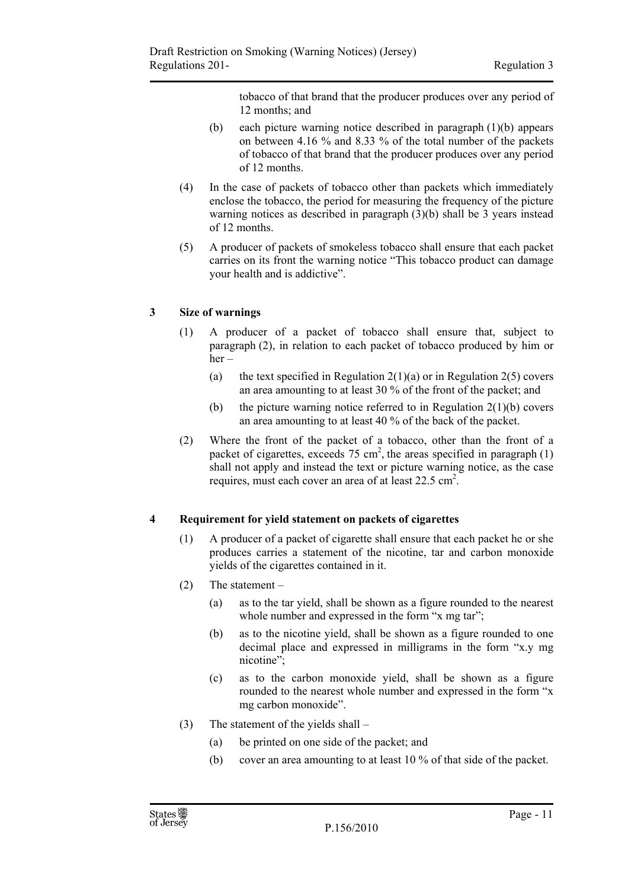tobacco of that brand that the producer produces over any period of 12 months; and

(b) each picture warning notice described in paragraph (1)(b) appears on between 4.16 % and 8.33 % of the total number of the packets of tobacco of that brand that the producer produces over any period of 12 months.

(4) In the case of packets of tobacco other than packets which immediately enclose the tobacco, the period for measuring the frequency of the picture warning notices as described in paragraph (3)(b) shall be 3 years instead of 12 months.

(5) A producer of packets of smokeless tobacco shall ensure that each packet carries on its front the warning notice "This tobacco product can damage your health and is addictive".

### 3 Size of warnings

(1) A producer of a packet of tobacco shall ensure that, subject to paragraph (2), in relation to each packet of tobacco produced by him or her –

(a) the text specified in Regulation 2(1)(a) or in Regulation 2(5) covers an area amounting to at least 30 % of the front of the packet; and

(b) the picture warning notice referred to in Regulation 2(1)(b) covers an area amounting to at least 40 % of the back of the packet.

(2) Where the front of the packet of a tobacco, other than the front of a packet of cigarettes, exceeds 75 $cm^2$, the areas specified in paragraph (1) shall not apply and instead the text or picture warning notice, as the case requires, must each cover an area of at least 22.5 $cm^2$.

### 4 Requirement for yield statement on packets of cigarettes

(1) A producer of a packet of cigarette shall ensure that each packet he or she produces carries a statement of the nicotine, tar and carbon monoxide yields of the cigarettes contained in it.

(2) The statement –

(a) as to the tar yield, shall be shown as a figure rounded to the nearest whole number and expressed in the form "x mg tar";

(b) as to the nicotine yield, shall be shown as a figure rounded to one decimal place and expressed in milligrams in the form "x.y mg nicotine";

(c) as to the carbon monoxide yield, shall be shown as a figure rounded to the nearest whole number and expressed in the form "x mg carbon monoxide".

(3) The statement of the yields shall –

(a) be printed on one side of the packet; and

(b) cover an area amounting to at least 10 % of that side of the packet.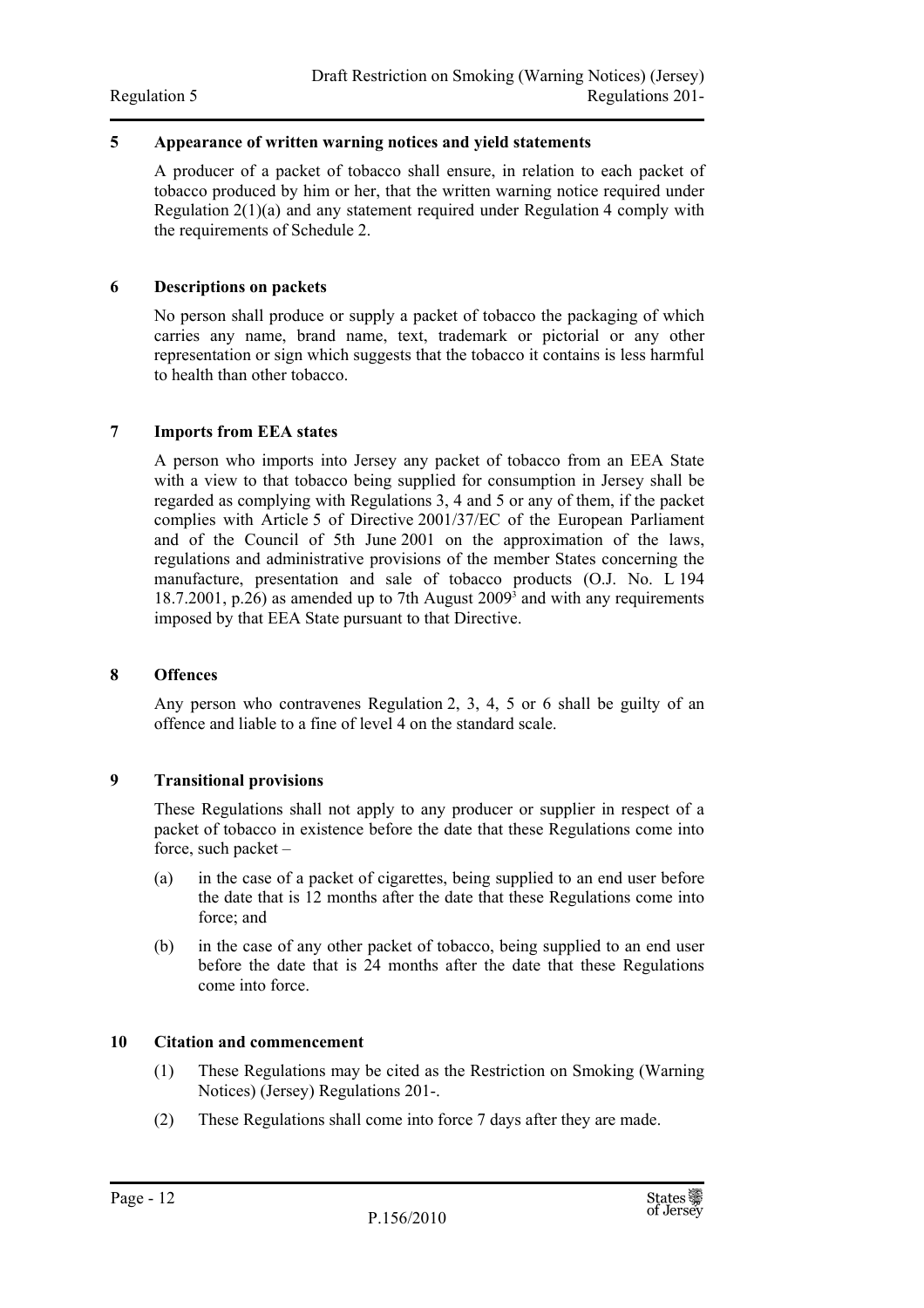## 5 Appearance of written warning notices and yield statements

A producer of a packet of tobacco shall ensure, in relation to each packet of tobacco produced by him or her, that the written warning notice required under Regulation 2(1)(a) and any statement required under Regulation 4 comply with the requirements of Schedule 2.

## 6 Descriptions on packets

No person shall produce or supply a packet of tobacco the packaging of which carries any name, brand name, text, trademark or pictorial or any other representation or sign which suggests that the tobacco it contains is less harmful to health than other tobacco.

## 7 Imports from EEA states

A person who imports into Jersey any packet of tobacco from an EEA State with a view to that tobacco being supplied for consumption in Jersey shall be regarded as complying with Regulations 3, 4 and 5 or any of them, if the packet complies with Article 5 of Directive 2001/37/EC of the European Parliament and of the Council of 5th June 2001 on the approximation of the laws, regulations and administrative provisions of the member States concerning the manufacture, presentation and sale of tobacco products (O.J. No. L 194 18.7.2001, p.26) as amended up to 7th August 2009[3] and with any requirements imposed by that EEA State pursuant to that Directive.

## 8 Offences

Any person who contravenes Regulation 2, 3, 4, 5 or 6 shall be guilty of an offence and liable to a fine of level 4 on the standard scale.

## 9 Transitional provisions

These Regulations shall not apply to any producer or supplier in respect of a packet of tobacco in existence before the date that these Regulations come into force, such packet –

(a) in the case of a packet of cigarettes, being supplied to an end user before the date that is 12 months after the date that these Regulations come into force; and

(b) in the case of any other packet of tobacco, being supplied to an end user before the date that is 24 months after the date that these Regulations come into force.

## 10 Citation and commencement

(1) These Regulations may be cited as the Restriction on Smoking (Warning Notices) (Jersey) Regulations 201-.

(2) These Regulations shall come into force 7 days after they are made.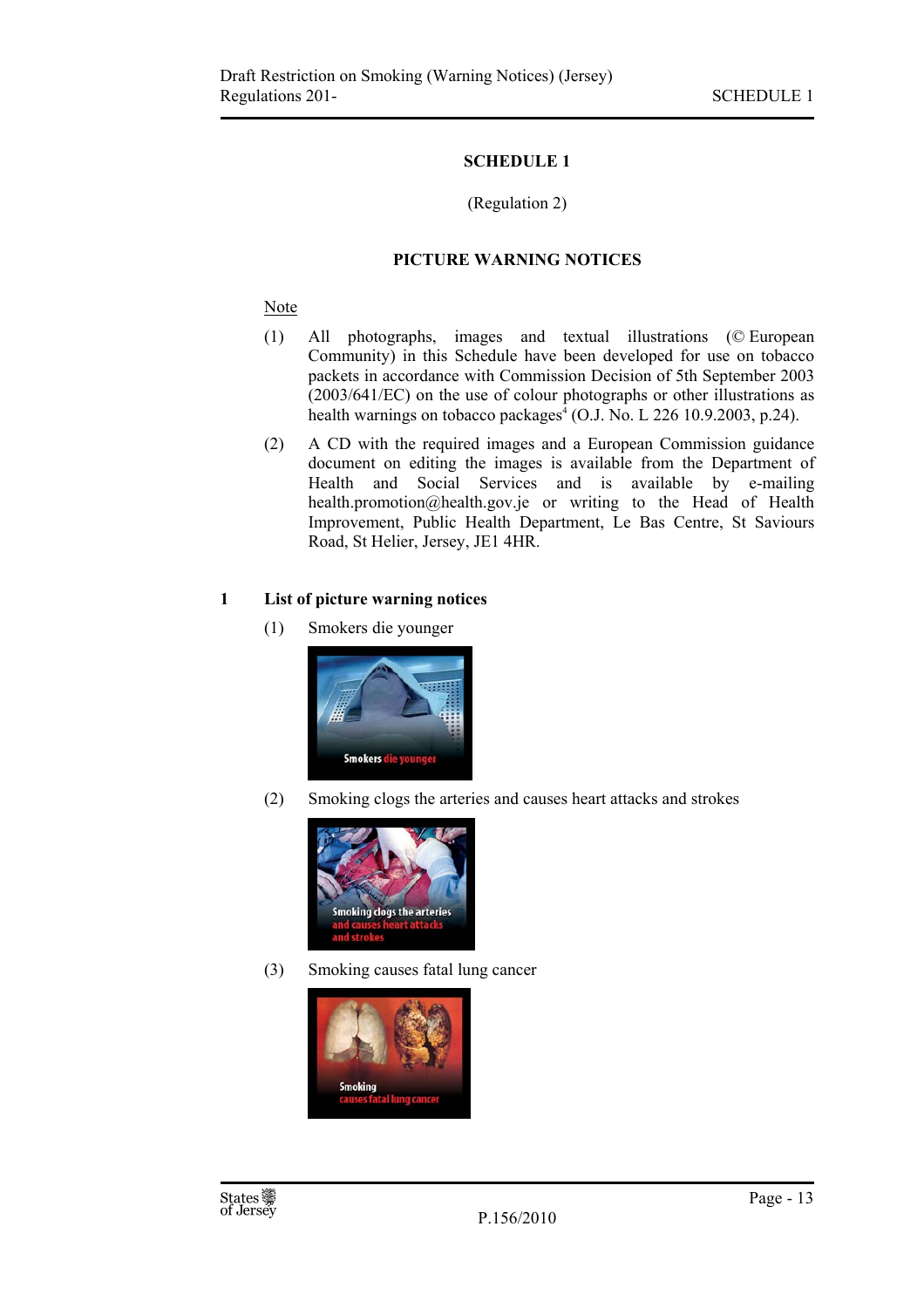## SCHEDULE 1

(Regulation 2)

### PICTURE WARNING NOTICES

Note

(1) All photographs, images and textual illustrations (© European Community) in this Schedule have been developed for use on tobacco packets in accordance with Commission Decision of 5th September 2003 (2003/641/EC) on the use of colour photographs or other illustrations as health warnings on tobacco packages[4] (O.J. No. L 226 10.9.2003, p.24).

(2) A CD with the required images and a European Commission guidance document on editing the images is available from the Department of Health and Social Services and is available by e-mailing health.promotion@health.gov.je or writing to the Head of Health Improvement, Public Health Department, Le Bas Centre, St Saviours Road, St Helier, Jersey, JE1 4HR.

**1 List of picture warning notices**

(1) Smokers die younger

(2) Smoking clogs the arteries and causes heart attacks and strokes

(3) Smoking causes fatal lung cancer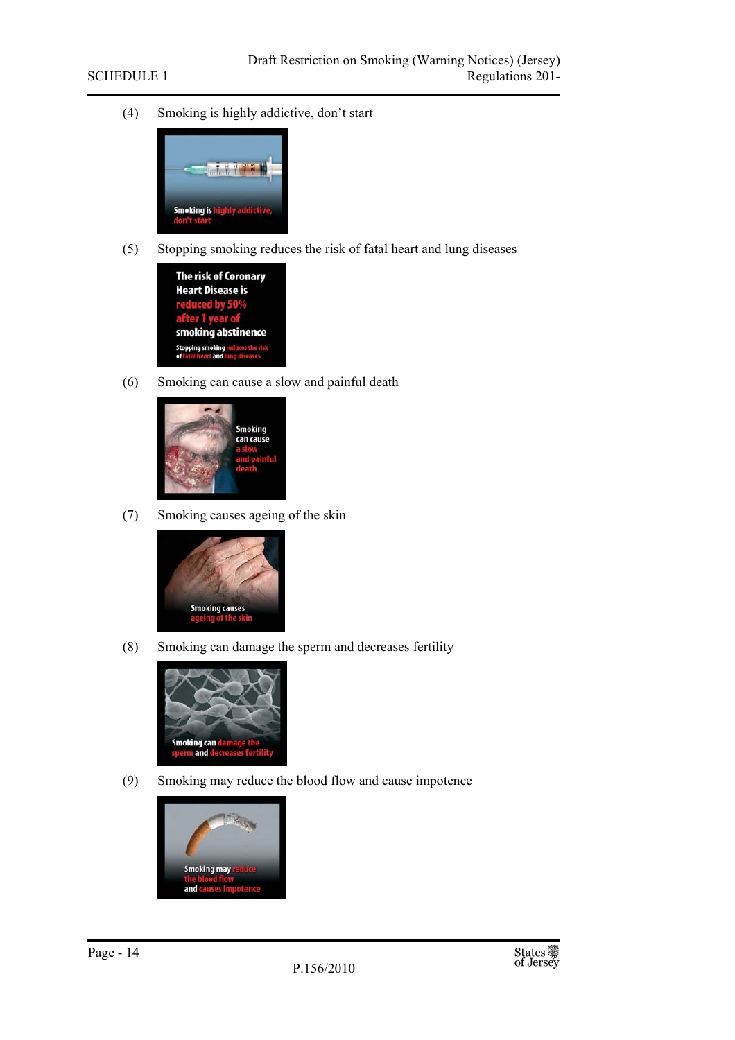(4) Smoking is highly addictive, don't start

(5) Stopping smoking reduces the risk of fatal heart and lung diseases

(6) Smoking can cause a slow and painful death

(7) Smoking causes ageing of the skin

(8) Smoking can damage the sperm and decreases fertility

(9) Smoking may reduce the blood flow and cause impotence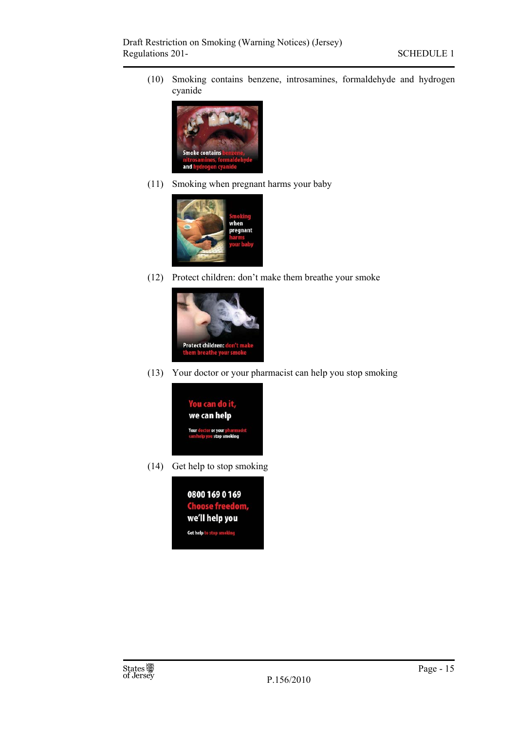(10) Smoking contains benzene, introsamines, formaldehyde and hydrogen cyanide

(11) Smoking when pregnant harms your baby

(12) Protect children: don’t make them breathe your smoke

(13) Your doctor or your pharmacist can help you stop smoking

(14) Get help to stop smoking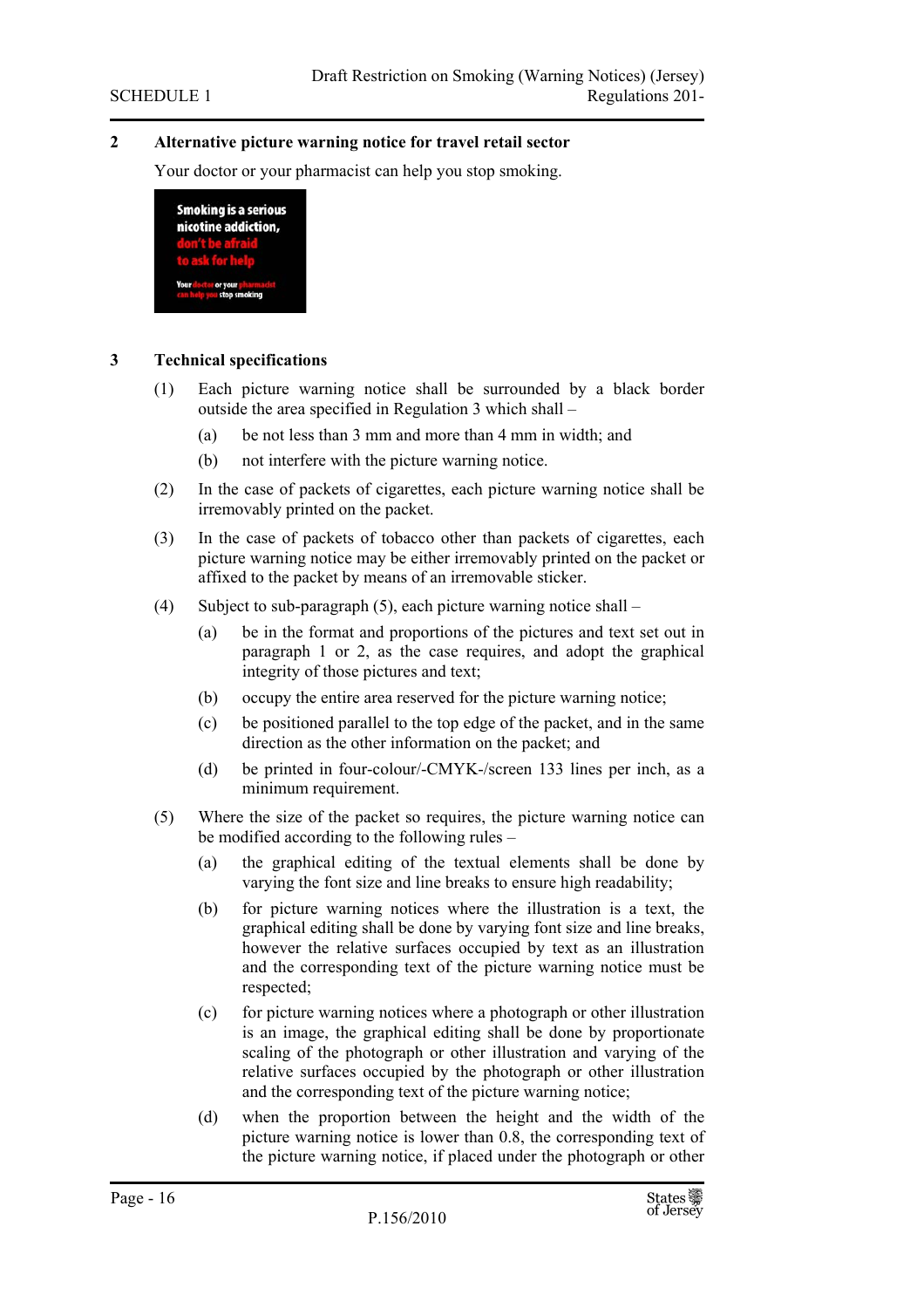## 2 Alternative picture warning notice for travel retail sector

Your doctor or your pharmacist can help you stop smoking.

## 3 Technical specifications

(1) Each picture warning notice shall be surrounded by a black border outside the area specified in Regulation 3 which shall –

(a) be not less than 3 mm and more than 4 mm in width; and

(b) not interfere with the picture warning notice.

(2) In the case of packets of cigarettes, each picture warning notice shall be irremovably printed on the packet.

(3) In the case of packets of tobacco other than packets of cigarettes, each picture warning notice may be either irremovably printed on the packet or affixed to the packet by means of an irremovable sticker.

(4) Subject to sub-paragraph (5), each picture warning notice shall –

(a) be in the format and proportions of the pictures and text set out in paragraph 1 or 2, as the case requires, and adopt the graphical integrity of those pictures and text;

(b) occupy the entire area reserved for the picture warning notice;

(c) be positioned parallel to the top edge of the packet, and in the same direction as the other information on the packet; and

(d) be printed in four-colour/-CMYK-/screen 133 lines per inch, as a minimum requirement.

(5) Where the size of the packet so requires, the picture warning notice can be modified according to the following rules –

(a) the graphical editing of the textual elements shall be done by varying the font size and line breaks to ensure high readability;

(b) for picture warning notices where the illustration is a text, the graphical editing shall be done by varying font size and line breaks, however the relative surfaces occupied by text as an illustration and the corresponding text of the picture warning notice must be respected;

(c) for picture warning notices where a photograph or other illustration is an image, the graphical editing shall be done by proportionate scaling of the photograph or other illustration and varying of the relative surfaces occupied by the photograph or other illustration and the corresponding text of the picture warning notice;

(d) when the proportion between the height and the width of the picture warning notice is lower than 0.8, the corresponding text of the picture warning notice, if placed under the photograph or other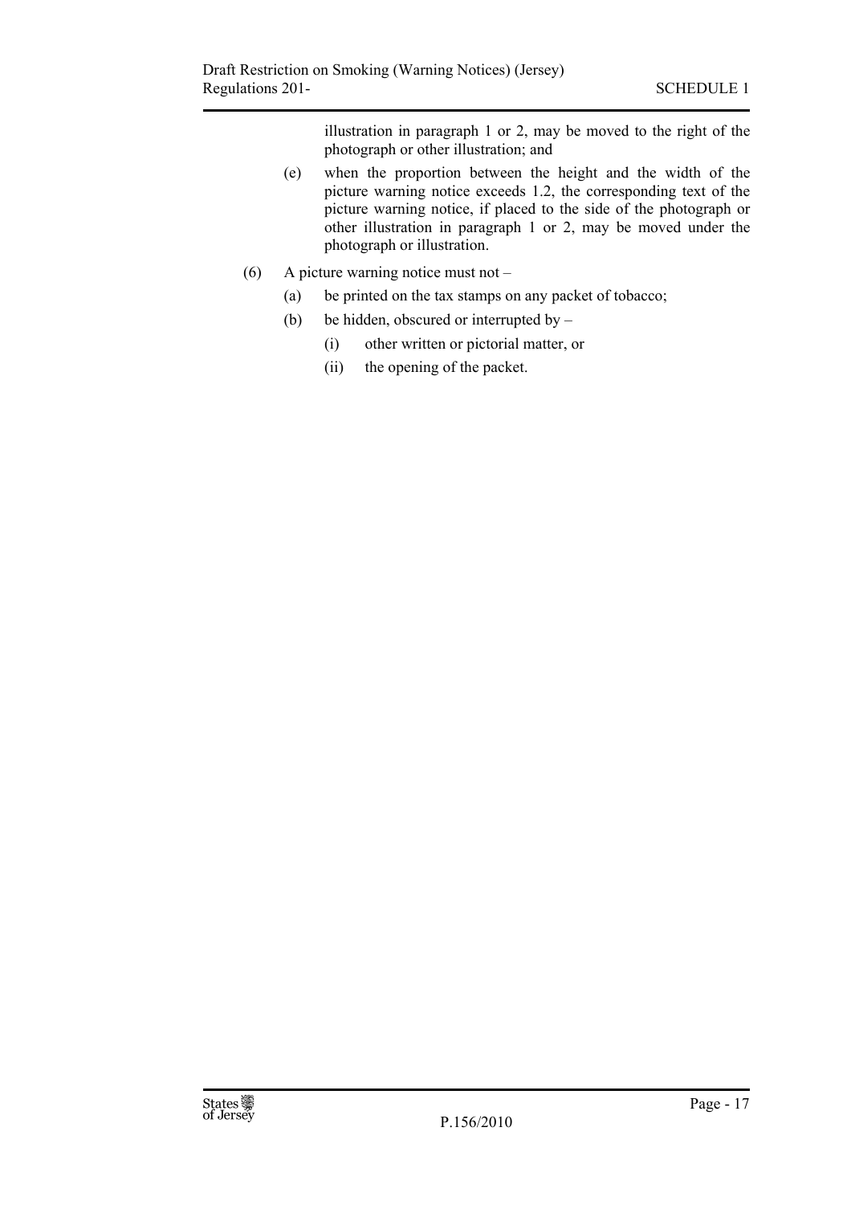illustration in paragraph 1 or 2, may be moved to the right of the photograph or other illustration; and

(e) when the proportion between the height and the width of the picture warning notice exceeds 1.2, the corresponding text of the picture warning notice, if placed to the side of the photograph or other illustration in paragraph 1 or 2, may be moved under the photograph or illustration.

(6) A picture warning notice must not –

(a) be printed on the tax stamps on any packet of tobacco;

(b) be hidden, obscured or interrupted by –

(i) other written or pictorial matter, or

(ii) the opening of the packet.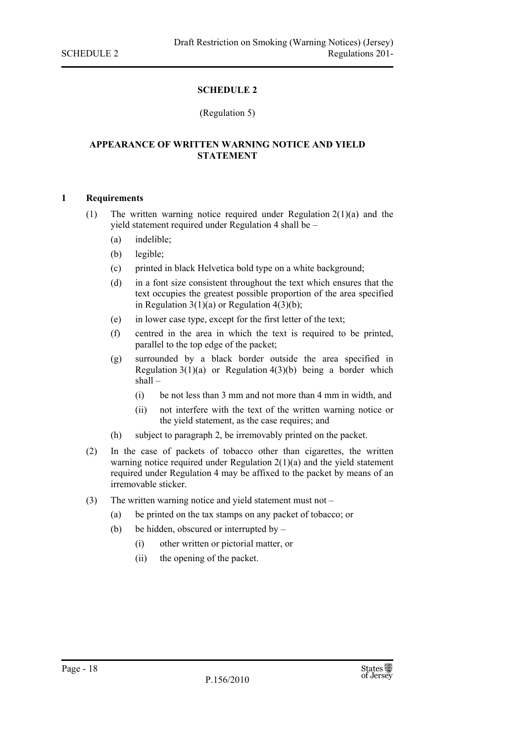## SCHEDULE 2

(Regulation 5)

### APPEARANCE OF WRITTEN WARNING NOTICE AND YIELD STATEMENT

**1 Requirements**

(1) The written warning notice required under Regulation 2(1)(a) and the yield statement required under Regulation 4 shall be –

- (a) indelible;
- (b) legible;
- (c) printed in black Helvetica bold type on a white background;
- (d) in a font size consistent throughout the text which ensures that the text occupies the greatest possible proportion of the area specified in Regulation 3(1)(a) or Regulation 4(3)(b);
- (e) in lower case type, except for the first letter of the text;
- (f) centred in the area in which the text is required to be printed, parallel to the top edge of the packet;
- (g) surrounded by a black border outside the area specified in Regulation 3(1)(a) or Regulation 4(3)(b) being a border which shall –
  - (i) be not less than 3 mm and not more than 4 mm in width, and
  - (ii) not interfere with the text of the written warning notice or the yield statement, as the case requires; and
- (h) subject to paragraph 2, be irremovably printed on the packet.

(2) In the case of packets of tobacco other than cigarettes, the written warning notice required under Regulation 2(1)(a) and the yield statement required under Regulation 4 may be affixed to the packet by means of an irremovable sticker.

(3) The written warning notice and yield statement must not –

- (a) be printed on the tax stamps on any packet of tobacco; or
- (b) be hidden, obscured or interrupted by –
  - (i) other written or pictorial matter, or
  - (ii) the opening of the packet.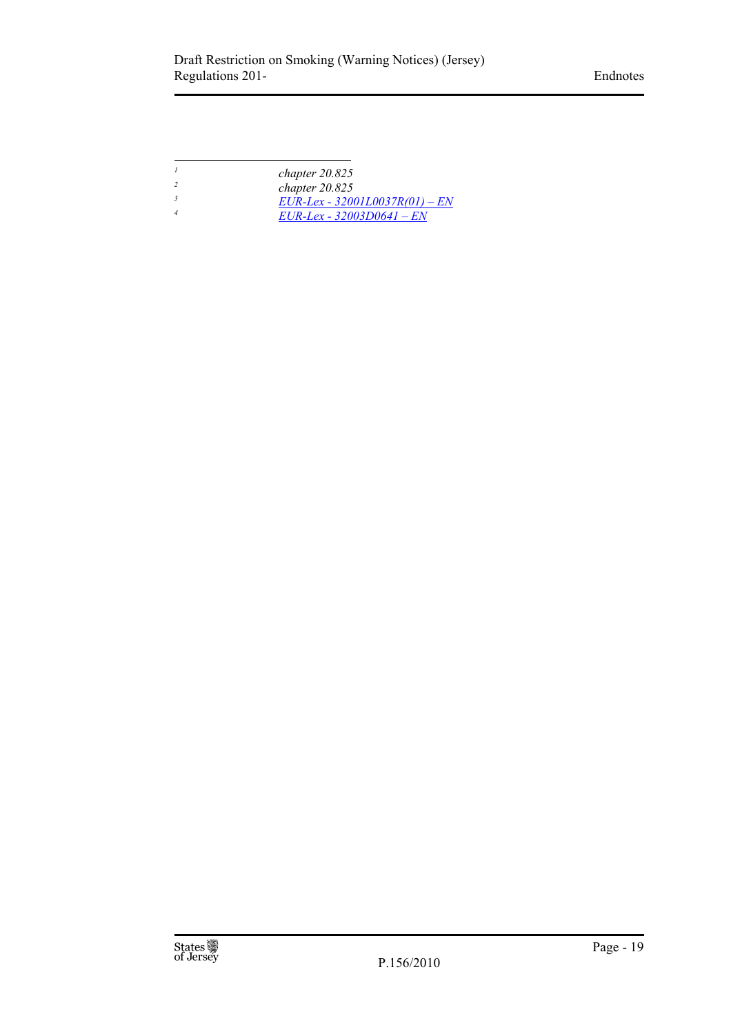[1] *chapter 20.825*

[2] *chapter 20.825*

[3] *EUR-Lex - 32001L0037R(01) – EN*

[4] *EUR-Lex - 32003D0641 – EN*